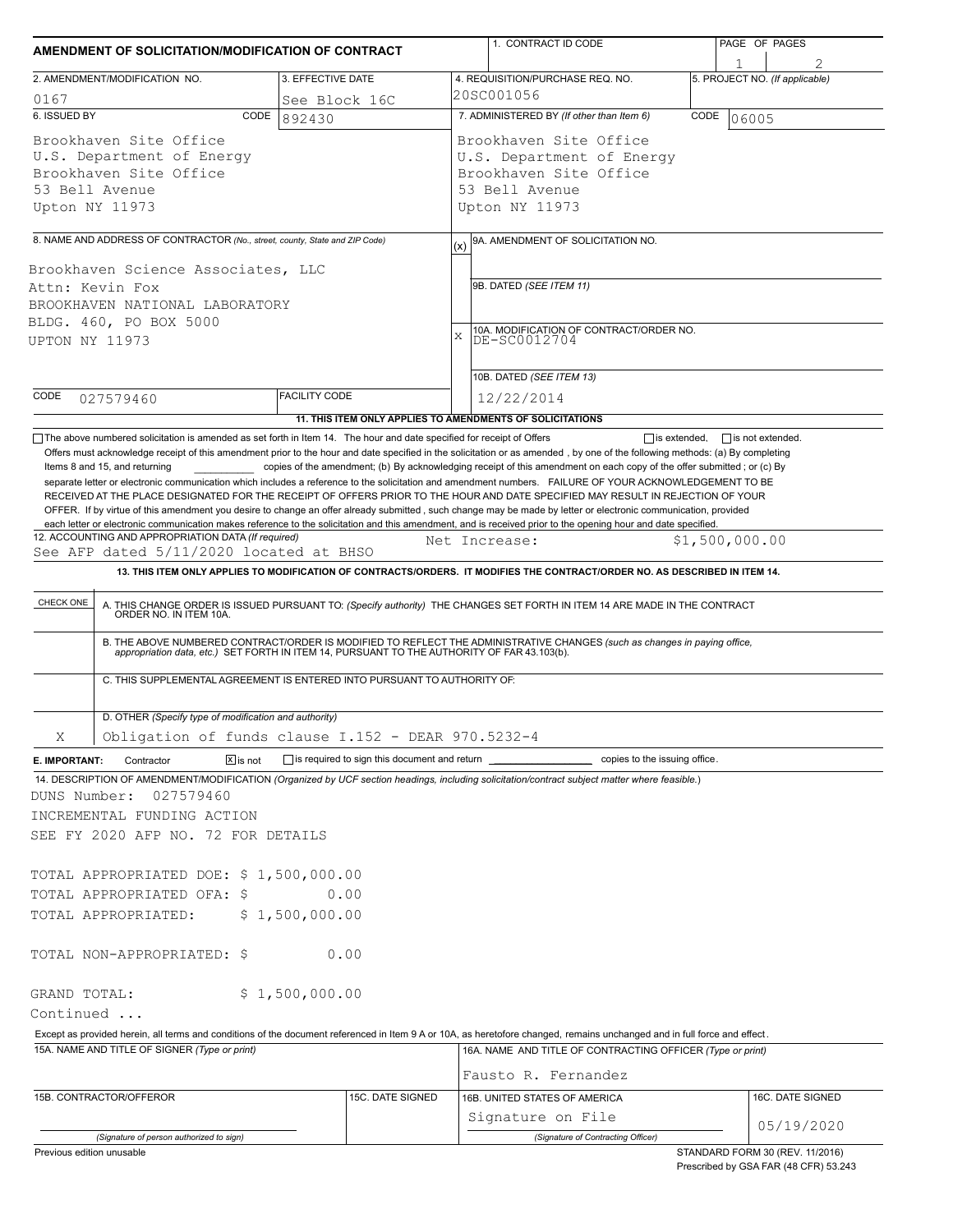# AMENDMENT OF SOLICITATION/MODIFICATION OF CONTRACT

| 1. CONTRACT ID CODE | PAGE OF PAGES |
|---|---|
| | 1 / 2 |

| 2. AMENDMENT/MODIFICATION NO. | 3. EFFECTIVE DATE | 4. REQUISITION/PURCHASE REQ. NO. | 5. PROJECT NO. (If applicable) |
|---|---|---|---|
| 0167 | See Block 16C | 20SC001056 | |

**6. ISSUED BY** CODE 892430

Brookhaven Site Office
U.S. Department of Energy
Brookhaven Site Office
53 Bell Avenue
Upton NY 11973

**7. ADMINISTERED BY** (If other than Item 6) CODE 06005

Brookhaven Site Office
U.S. Department of Energy
Brookhaven Site Office
53 Bell Avenue
Upton NY 11973

**8. NAME AND ADDRESS OF CONTRACTOR** (No., street, county, State and ZIP Code)

Brookhaven Science Associates, LLC
Attn: Kevin Fox
BROOKHAVEN NATIONAL LABORATORY
BLDG. 460, PO BOX 5000
UPTON NY 11973

CODE 027579460 FACILITY CODE

(x) 9A. AMENDMENT OF SOLICITATION NO.

9B. DATED (SEE ITEM 11)

X 10A. MODIFICATION OF CONTRACT/ORDER NO.
DE-SC0012704

10B. DATED (SEE ITEM 13)
12/22/2014

**11. THIS ITEM ONLY APPLIES TO AMENDMENTS OF SOLICITATIONS**

☐ The above numbered solicitation is amended as set forth in Item 14. The hour and date specified for receipt of Offers ☐ is extended, ☐ is not extended.

Offers must acknowledge receipt of this amendment prior to the hour and date specified in the solicitation or as amended , by one of the following methods: (a) By completing Items 8 and 15, and returning __________ copies of the amendment; (b) By acknowledging receipt of this amendment on each copy of the offer submitted ; or (c) By separate letter or electronic communication which includes a reference to the solicitation and amendment numbers. FAILURE OF YOUR ACKNOWLEDGEMENT TO BE RECEIVED AT THE PLACE DESIGNATED FOR THE RECEIPT OF OFFERS PRIOR TO THE HOUR AND DATE SPECIFIED MAY RESULT IN REJECTION OF YOUR OFFER. If by virtue of this amendment you desire to change an offer already submitted , such change may be made by letter or electronic communication, provided each letter or electronic communication makes reference to the solicitation and this amendment, and is received prior to the opening hour and date specified.

**12. ACCOUNTING AND APPROPRIATION DATA** (If required)
See AFP dated 5/11/2020 located at BHSO    Net Increase: $1,500,000.00

**13. THIS ITEM ONLY APPLIES TO MODIFICATION OF CONTRACTS/ORDERS. IT MODIFIES THE CONTRACT/ORDER NO. AS DESCRIBED IN ITEM 14.**

| CHECK ONE | |
|---|---|
| | A. THIS CHANGE ORDER IS ISSUED PURSUANT TO: (Specify authority) THE CHANGES SET FORTH IN ITEM 14 ARE MADE IN THE CONTRACT ORDER NO. IN ITEM 10A. |
| | B. THE ABOVE NUMBERED CONTRACT/ORDER IS MODIFIED TO REFLECT THE ADMINISTRATIVE CHANGES (such as changes in paying office, appropriation data, etc.) SET FORTH IN ITEM 14, PURSUANT TO THE AUTHORITY OF FAR 43.103(b). |
| | C. THIS SUPPLEMENTAL AGREEMENT IS ENTERED INTO PURSUANT TO AUTHORITY OF: |
| X | D. OTHER (Specify type of modification and authority) Obligation of funds clause I.152 - DEAR 970.5232-4 |

**E. IMPORTANT:** Contractor ☒ is not ☐ is required to sign this document and return __________ copies to the issuing office.

**14. DESCRIPTION OF AMENDMENT/MODIFICATION** (Organized by UCF section headings, including solicitation/contract subject matter where feasible.)

DUNS Number: 027579460
INCREMENTAL FUNDING ACTION
SEE FY 2020 AFP NO. 72 FOR DETAILS

TOTAL APPROPRIATED DOE: $ 1,500,000.00
TOTAL APPROPRIATED OFA: $ 0.00
TOTAL APPROPRIATED: $ 1,500,000.00

TOTAL NON-APPROPRIATED: $ 0.00

GRAND TOTAL: $ 1,500,000.00
Continued ...

Except as provided herein, all terms and conditions of the document referenced in Item 9 A or 10A, as heretofore changed, remains unchanged and in full force and effect.

| 15A. NAME AND TITLE OF SIGNER (Type or print) | | 16A. NAME AND TITLE OF CONTRACTING OFFICER (Type or print) | |
|---|---|---|---|
| | | Fausto R. Fernandez | |
| 15B. CONTRACTOR/OFFEROR | 15C. DATE SIGNED | 16B. UNITED STATES OF AMERICA | 16C. DATE SIGNED |
| (Signature of person authorized to sign) | | Signature on File (Signature of Contracting Officer) | 05/19/2020 |

Previous edition unusable

STANDARD FORM 30 (REV. 11/2016)
Prescribed by GSA FAR (48 CFR) 53.243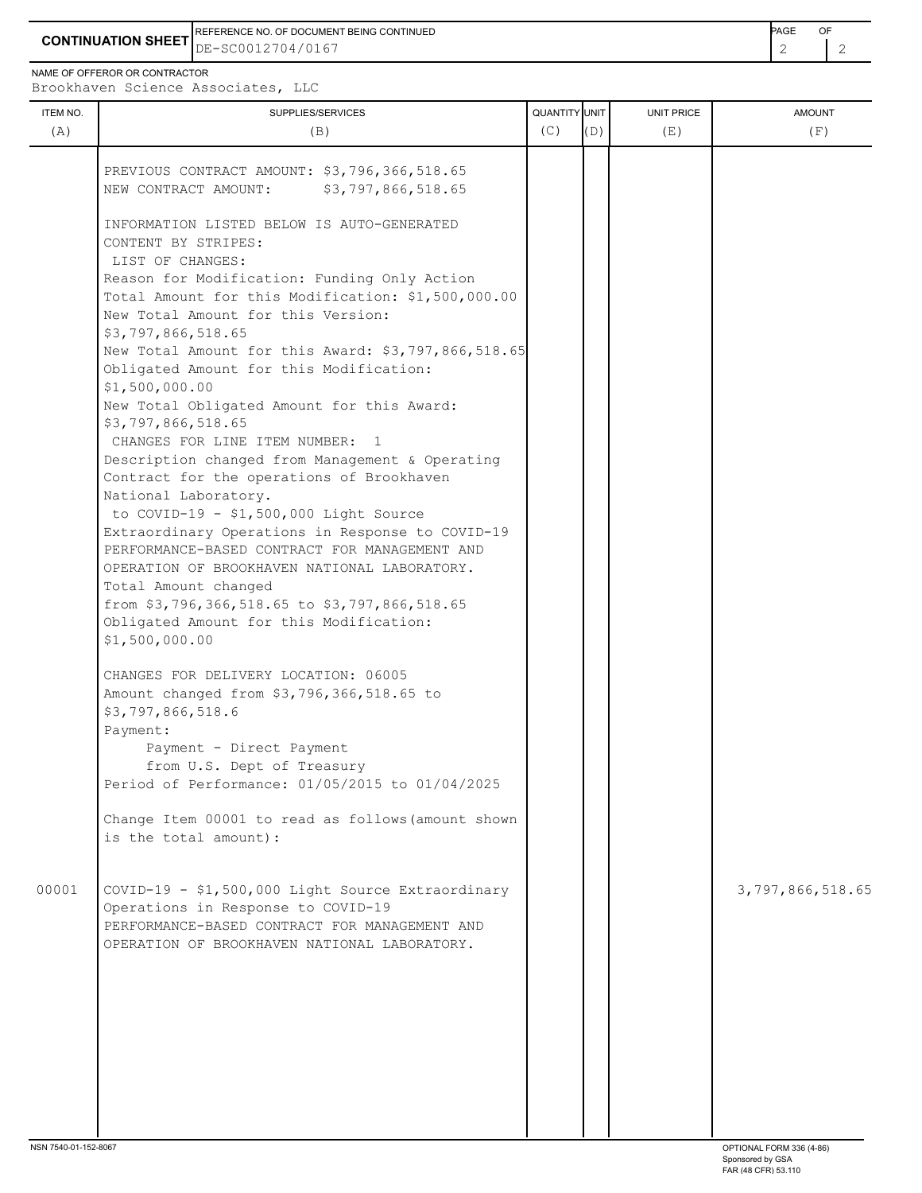**CONTINUATION SHEET**

REFERENCE NO. OF DOCUMENT BEING CONTINUED
DE-SC0012704/0167

NAME OF OFFEROR OR CONTRACTOR
Brookhaven Science Associates, LLC

| ITEM NO. (A) | SUPPLIES/SERVICES (B) | QUANTITY (C) | UNIT (D) | UNIT PRICE (E) | AMOUNT (F) |
|---|---|---|---|---|---|
| | PREVIOUS CONTRACT AMOUNT: $3,796,366,518.65<br>NEW CONTRACT AMOUNT: $3,797,866,518.65<br><br>INFORMATION LISTED BELOW IS AUTO-GENERATED CONTENT BY STRIPES:<br>LIST OF CHANGES:<br>Reason for Modification: Funding Only Action<br>Total Amount for this Modification: $1,500,000.00<br>New Total Amount for this Version: $3,797,866,518.65<br>New Total Amount for this Award: $3,797,866,518.65<br>Obligated Amount for this Modification: $1,500,000.00<br>New Total Obligated Amount for this Award: $3,797,866,518.65<br>CHANGES FOR LINE ITEM NUMBER: 1<br>Description changed from Management & Operating Contract for the operations of Brookhaven National Laboratory.<br>to COVID-19 - $1,500,000 Light Source Extraordinary Operations in Response to COVID-19 PERFORMANCE-BASED CONTRACT FOR MANAGEMENT AND OPERATION OF BROOKHAVEN NATIONAL LABORATORY.<br>Total Amount changed from $3,796,366,518.65 to $3,797,866,518.65<br>Obligated Amount for this Modification: $1,500,000.00<br><br>CHANGES FOR DELIVERY LOCATION: 06005<br>Amount changed from $3,796,366,518.65 to $3,797,866,518.6<br>Payment:<br>Payment - Direct Payment from U.S. Dept of Treasury<br>Period of Performance: 01/05/2015 to 01/04/2025<br><br>Change Item 00001 to read as follows(amount shown is the total amount): | | | | |
| 00001 | COVID-19 - $1,500,000 Light Source Extraordinary Operations in Response to COVID-19 PERFORMANCE-BASED CONTRACT FOR MANAGEMENT AND OPERATION OF BROOKHAVEN NATIONAL LABORATORY. | | | | 3,797,866,518.65 |

NSN 7540-01-152-8067

OPTIONAL FORM 336 (4-86)
Sponsored by GSA
FAR (48 CFR) 53.110